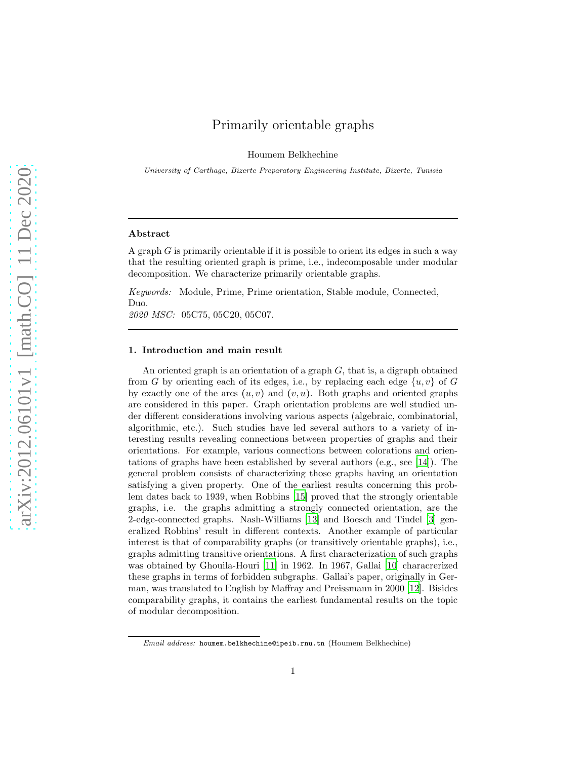# Primarily orientable graphs

Houmem Belkhechine

*University of Carthage, Bizerte Preparatory Engineering Institute, Bizerte, Tunisia*

---

### Abstract

A graph $G$ is primarily orientable if it is possible to orient its edges in such a way that the resulting oriented graph is prime, i.e., indecomposable under modular decomposition. We characterize primarily orientable graphs.

*Keywords:* Module, Prime, Prime orientation, Stable module, Connected, Duo.
*2020 MSC:* 05C75, 05C20, 05C07.

---

## 1. Introduction and main result

An oriented graph is an orientation of a graph $G$, that is, a digraph obtained from $G$ by orienting each of its edges, i.e., by replacing each edge $\{u, v\}$ of $G$ by exactly one of the arcs $(u, v)$ and $(v, u)$. Both graphs and oriented graphs are considered in this paper. Graph orientation problems are well studied under different considerations involving various aspects (algebraic, combinatorial, algorithmic, etc.). Such studies have led several authors to a variety of interesting results revealing connections between properties of graphs and their orientations. For example, various connections between colorations and orientations of graphs have been established by several authors (e.g., see [14]). The general problem consists of characterizing those graphs having an orientation satisfying a given property. One of the earliest results concerning this problem dates back to 1939, when Robbins [15] proved that the strongly orientable graphs, i.e. the graphs admitting a strongly connected orientation, are the 2-edge-connected graphs. Nash-Williams [13] and Boesch and Tindel [3] generalized Robbins' result in different contexts. Another example of particular interest is that of comparability graphs (or transitively orientable graphs), i.e., graphs admitting transitive orientations. A first characterization of such graphs was obtained by Ghouila-Houri [11] in 1962. In 1967, Gallai [10] characrerized these graphs in terms of forbidden subgraphs. Gallai's paper, originally in German, was translated to English by Maffray and Preissmann in 2000 [12]. Bisides comparability graphs, it contains the earliest fundamental results on the topic of modular decomposition.

---

*Email address:* houmem.belkhechine@ipeib.rnu.tn (Houmem Belkhechine)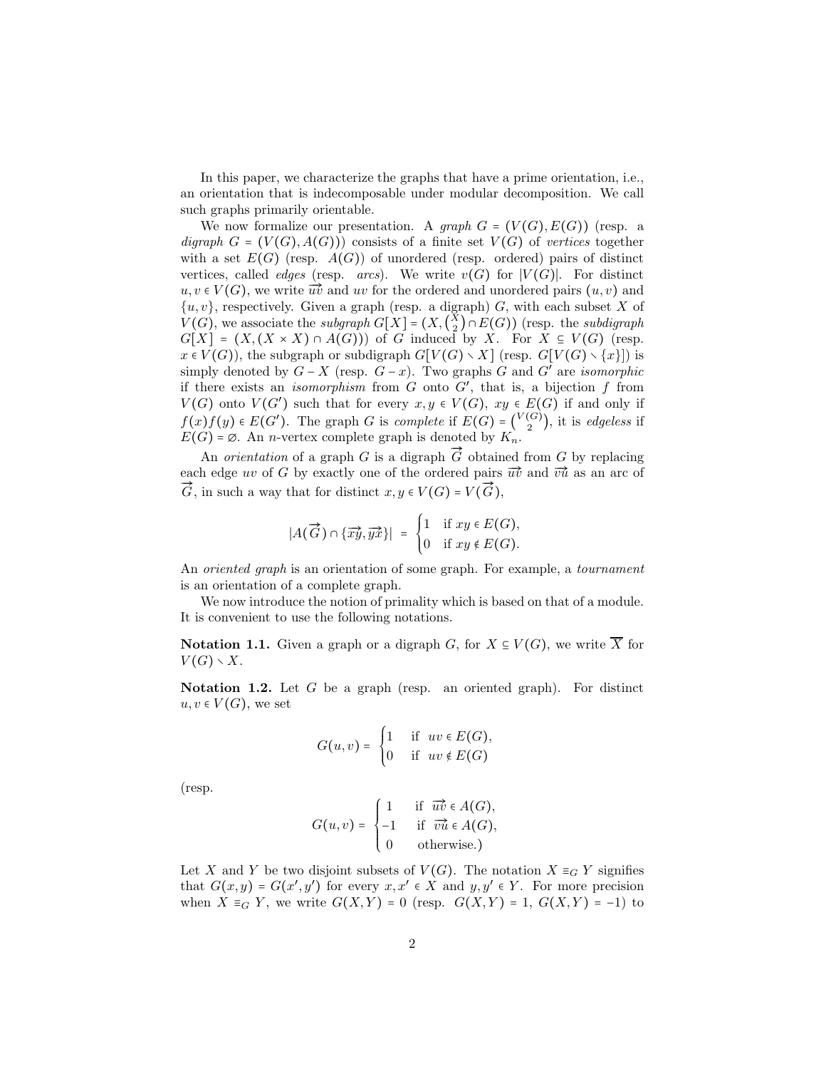In this paper, we characterize the graphs that have a prime orientation, i.e., an orientation that is indecomposable under modular decomposition. We call such graphs primarily orientable.

We now formalize our presentation. A *graph* $G = (V(G), E(G))$ (resp. a *digraph* $G = (V(G), A(G))$) consists of a finite set $V(G)$ of *vertices* together with a set $E(G)$ (resp. $A(G)$) of unordered (resp. ordered) pairs of distinct vertices, called *edges* (resp. *arcs*). We write $v(G)$ for $|V(G)|$. For distinct $u, v \in V(G)$, we write $\overrightarrow{uv}$ and $uv$ for the ordered and unordered pairs $(u, v)$ and $\{u, v\}$, respectively. Given a graph (resp. a digraph) $G$, with each subset $X$ of $V(G)$, we associate the *subgraph* $G[X] = (X, \binom{X}{2} \cap E(G))$ (resp. the *subdigraph* $G[X] = (X, (X \times X) \cap A(G))$) of $G$ induced by $X$. For $X \subseteq V(G)$ (resp. $x \in V(G)$), the subgraph or subdigraph $G[V(G) \smallsetminus X]$ (resp. $G[V(G) \smallsetminus \{x\}]$) is simply denoted by $G - X$ (resp. $G - x$). Two graphs $G$ and $G'$ are *isomorphic* if there exists an *isomorphism* from $G$ onto $G'$, that is, a bijection $f$ from $V(G)$ onto $V(G')$ such that for every $x, y \in V(G)$, $xy \in E(G)$ if and only if $f(x)f(y) \in E(G')$. The graph $G$ is *complete* if $E(G) = \binom{V(G)}{2}$, it is *edgeless* if $E(G) = \varnothing$. An $n$-vertex complete graph is denoted by $K_n$.

An *orientation* of a graph $G$ is a digraph $\overrightarrow{G}$ obtained from $G$ by replacing each edge $uv$ of $G$ by exactly one of the ordered pairs $\overrightarrow{uv}$ and $\overrightarrow{vu}$ as an arc of $\overrightarrow{G}$, in such a way that for distinct $x, y \in V(G) = V(\overrightarrow{G})$,

$$|A(\overrightarrow{G}) \cap \{\overrightarrow{xy}, \overrightarrow{yx}\}| = \begin{cases} 1 & \text{if } xy \in E(G), \\ 0 & \text{if } xy \notin E(G). \end{cases}$$

An *oriented graph* is an orientation of some graph. For example, a *tournament* is an orientation of a complete graph.

We now introduce the notion of primality which is based on that of a module. It is convenient to use the following notations.

**Notation 1.1.** Given a graph or a digraph $G$, for $X \subseteq V(G)$, we write $\overline{X}$ for $V(G) \smallsetminus X$.

**Notation 1.2.** Let $G$ be a graph (resp. an oriented graph). For distinct $u, v \in V(G)$, we set

$$G(u, v) = \begin{cases} 1 & \text{if } uv \in E(G), \\ 0 & \text{if } uv \notin E(G) \end{cases}$$

(resp.

$$G(u, v) = \begin{cases} 1 & \text{if } \overrightarrow{uv} \in A(G), \\ -1 & \text{if } \overrightarrow{vu} \in A(G), \\ 0 & \text{otherwise.)} \end{cases}$$

Let $X$ and $Y$ be two disjoint subsets of $V(G)$. The notation $X \equiv_G Y$ signifies that $G(x, y) = G(x', y')$ for every $x, x' \in X$ and $y, y' \in Y$. For more precision when $X \equiv_G Y$, we write $G(X, Y) = 0$ (resp. $G(X, Y) = 1$, $G(X, Y) = -1$) to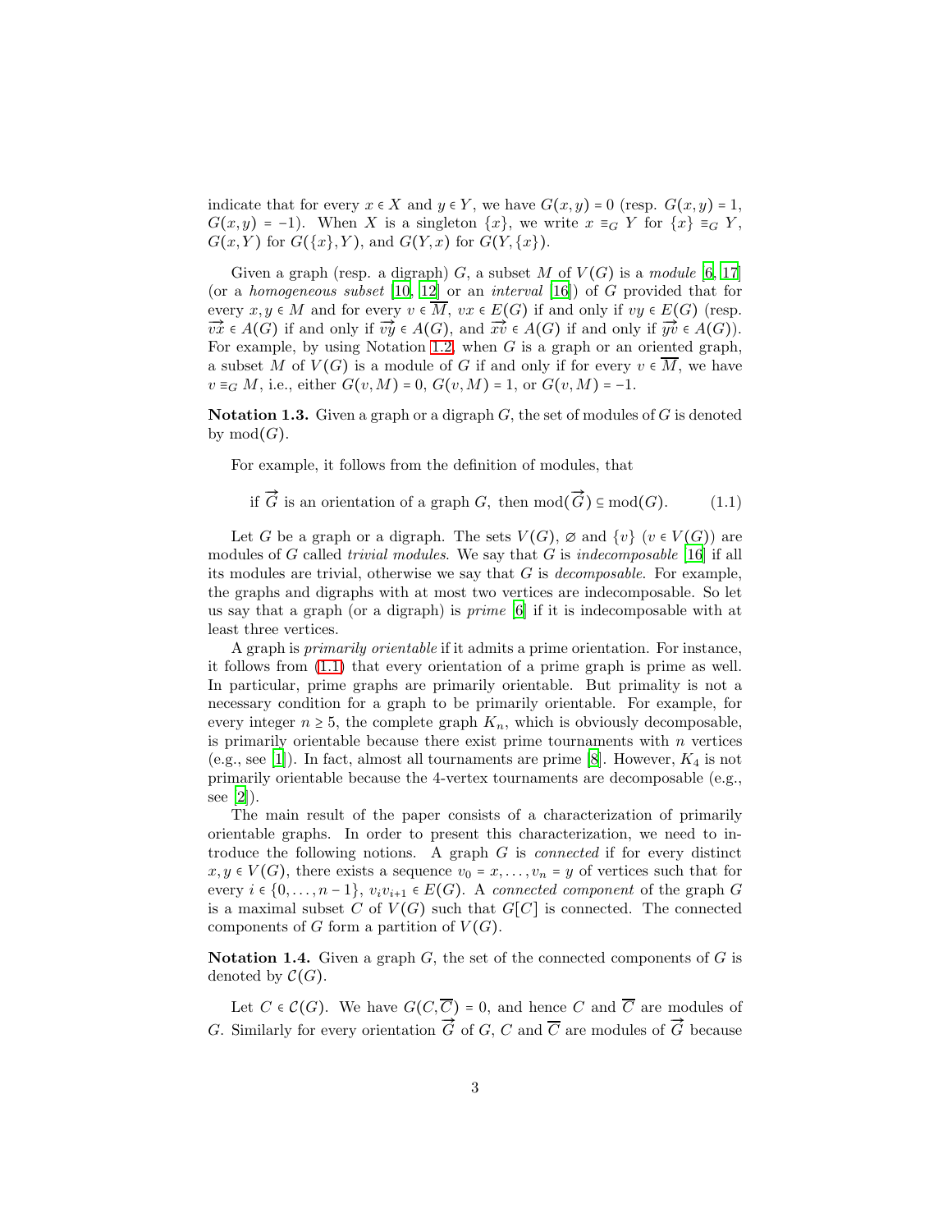indicate that for every $x \in X$ and $y \in Y$, we have $G(x,y) = 0$ (resp. $G(x,y) = 1$, $G(x,y) = -1$). When $X$ is a singleton $\{x\}$, we write $x \equiv_G Y$ for $\{x\} \equiv_G Y$, $G(x,Y)$ for $G(\{x\},Y)$, and $G(Y,x)$ for $G(Y,\{x\})$.

Given a graph (resp. a digraph) $G$, a subset $M$ of $V(G)$ is a *module* [6, 17] (or a *homogeneous subset* [10, 12] or an *interval* [16]) of $G$ provided that for every $x,y \in M$ and for every $v \in \overline{M}$, $vx \in E(G)$ if and only if $vy \in E(G)$ (resp. $\overrightarrow{vx} \in A(G)$ if and only if $\overrightarrow{vy} \in A(G)$, and $\overrightarrow{xv} \in A(G)$ if and only if $\overrightarrow{yv} \in A(G)$). For example, by using Notation 1.2, when $G$ is a graph or an oriented graph, a subset $M$ of $V(G)$ is a module of $G$ if and only if for every $v \in \overline{M}$, we have $v \equiv_G M$, i.e., either $G(v,M) = 0$, $G(v,M) = 1$, or $G(v,M) = -1$.

**Notation 1.3.** Given a graph or a digraph $G$, the set of modules of $G$ is denoted by $\text{mod}(G)$.

For example, it follows from the definition of modules, that

$$\text{if } \overrightarrow{G} \text{ is an orientation of a graph } G, \text{ then } \text{mod}(\overrightarrow{G}) \subseteq \text{mod}(G). \tag{1.1}$$

Let $G$ be a graph or a digraph. The sets $V(G)$, $\varnothing$ and $\{v\}$ ($v \in V(G)$) are modules of $G$ called *trivial modules*. We say that $G$ is *indecomposable* [16] if all its modules are trivial, otherwise we say that $G$ is *decomposable*. For example, the graphs and digraphs with at most two vertices are indecomposable. So let us say that a graph (or a digraph) is *prime* [6] if it is indecomposable with at least three vertices.

A graph is *primarily orientable* if it admits a prime orientation. For instance, it follows from (1.1) that every orientation of a prime graph is prime as well. In particular, prime graphs are primarily orientable. But primality is not a necessary condition for a graph to be primarily orientable. For example, for every integer $n \geq 5$, the complete graph $K_n$, which is obviously decomposable, is primarily orientable because there exist prime tournaments with $n$ vertices (e.g., see [1]). In fact, almost all tournaments are prime [8]. However, $K_4$ is not primarily orientable because the 4-vertex tournaments are decomposable (e.g., see [2]).

The main result of the paper consists of a characterization of primarily orientable graphs. In order to present this characterization, we need to introduce the following notions. A graph $G$ is *connected* if for every distinct $x,y \in V(G)$, there exists a sequence $v_0 = x, \ldots, v_n = y$ of vertices such that for every $i \in \{0,\ldots,n-1\}$, $v_iv_{i+1} \in E(G)$. A *connected component* of the graph $G$ is a maximal subset $C$ of $V(G)$ such that $G[C]$ is connected. The connected components of $G$ form a partition of $V(G)$.

**Notation 1.4.** Given a graph $G$, the set of the connected components of $G$ is denoted by $\mathcal{C}(G)$.

Let $C \in \mathcal{C}(G)$. We have $G(C,\overline{C}) = 0$, and hence $C$ and $\overline{C}$ are modules of $G$. Similarly for every orientation $\overrightarrow{G}$ of $G$, $C$ and $\overline{C}$ are modules of $\overrightarrow{G}$ because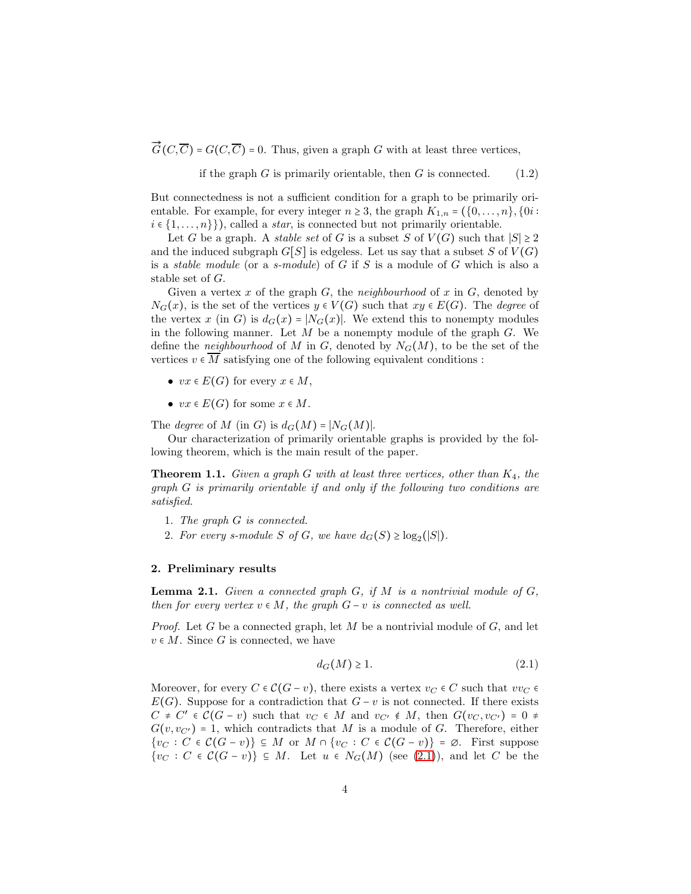$\overrightarrow{G}(C, \overline{C}) = G(C, \overline{C}) = 0$. Thus, given a graph $G$ with at least three vertices,

$$\text{if the graph } G \text{ is primarily orientable, then } G \text{ is connected.} \tag{1.2}$$

But connectedness is not a sufficient condition for a graph to be primarily orientable. For example, for every integer $n \geq 3$, the graph $K_{1,n} = (\{0, \ldots, n\}, \{0i : i \in \{1, \ldots, n\}\})$, called a *star*, is connected but not primarily orientable.

Let $G$ be a graph. A *stable set* of $G$ is a subset $S$ of $V(G)$ such that $|S| \geq 2$ and the induced subgraph $G[S]$ is edgeless. Let us say that a subset $S$ of $V(G)$ is a *stable module* (or a *s-module*) of $G$ if $S$ is a module of $G$ which is also a stable set of $G$.

Given a vertex $x$ of the graph $G$, the *neighbourhood* of $x$ in $G$, denoted by $N_G(x)$, is the set of the vertices $y \in V(G)$ such that $xy \in E(G)$. The *degree* of the vertex $x$ (in $G$) is $d_G(x) = |N_G(x)|$. We extend this to nonempty modules in the following manner. Let $M$ be a nonempty module of the graph $G$. We define the *neighbourhood* of $M$ in $G$, denoted by $N_G(M)$, to be the set of the vertices $v \in \overline{M}$ satisfying one of the following equivalent conditions :

- $vx \in E(G)$ for every $x \in M$,
- $vx \in E(G)$ for some $x \in M$.

The *degree* of $M$ (in $G$) is $d_G(M) = |N_G(M)|$.

Our characterization of primarily orientable graphs is provided by the following theorem, which is the main result of the paper.

**Theorem 1.1.** *Given a graph $G$ with at least three vertices, other than $K_4$, the graph $G$ is primarily orientable if and only if the following two conditions are satisfied.*

1. *The graph $G$ is connected.*
2. *For every s-module $S$ of $G$, we have $d_G(S) \geq \log_2(|S|)$.*

## 2. Preliminary results

**Lemma 2.1.** *Given a connected graph $G$, if $M$ is a nontrivial module of $G$, then for every vertex $v \in M$, the graph $G - v$ is connected as well.*

*Proof.* Let $G$ be a connected graph, let $M$ be a nontrivial module of $G$, and let $v \in M$. Since $G$ is connected, we have

$$d_G(M) \geq 1. \tag{2.1}$$

Moreover, for every $C \in \mathcal{C}(G - v)$, there exists a vertex $v_C \in C$ such that $vv_C \in E(G)$. Suppose for a contradiction that $G - v$ is not connected. If there exists $C \neq C' \in \mathcal{C}(G - v)$ such that $v_C \in M$ and $v_{C'} \notin M$, then $G(v_C, v_{C'}) = 0 \neq G(v, v_{C'}) = 1$, which contradicts that $M$ is a module of $G$. Therefore, either $\{v_C : C \in \mathcal{C}(G - v)\} \subseteq M$ or $M \cap \{v_C : C \in \mathcal{C}(G - v)\} = \varnothing$. First suppose $\{v_C : C \in \mathcal{C}(G - v)\} \subseteq M$. Let $u \in N_G(M)$ (see (2.1)), and let $C$ be the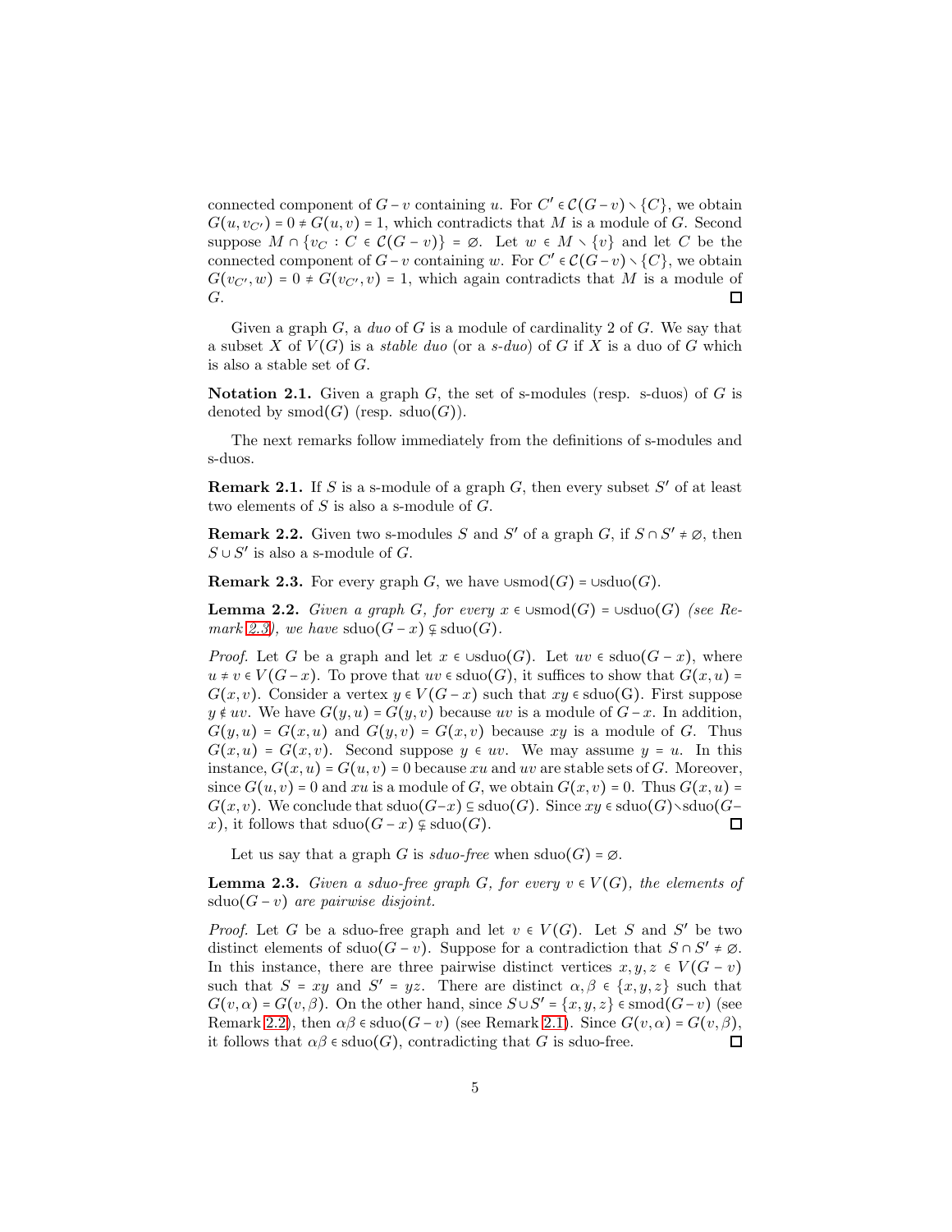connected component of $G - v$ containing $u$. For $C' \in \mathcal{C}(G-v) \setminus \{C\}$, we obtain $G(u, v_{C'}) = 0 \neq G(u,v) = 1$, which contradicts that $M$ is a module of $G$. Second suppose $M \cap \{v_C : C \in \mathcal{C}(G-v)\} = \varnothing$. Let $w \in M \setminus \{v\}$ and let $C$ be the connected component of $G - v$ containing $w$. For $C' \in \mathcal{C}(G-v) \setminus \{C\}$, we obtain $G(v_{C'}, w) = 0 \neq G(v_{C'}, v) = 1$, which again contradicts that $M$ is a module of $G$. ◻

Given a graph $G$, a *duo* of $G$ is a module of cardinality 2 of $G$. We say that a subset $X$ of $V(G)$ is a *stable duo* (or a *s-duo*) of $G$ if $X$ is a duo of $G$ which is also a stable set of $G$.

**Notation 2.1.** Given a graph $G$, the set of s-modules (resp. s-duos) of $G$ is denoted by $\mathrm{smod}(G)$ (resp. $\mathrm{sduo}(G)$).

The next remarks follow immediately from the definitions of s-modules and s-duos.

**Remark 2.1.** If $S$ is a s-module of a graph $G$, then every subset $S'$ of at least two elements of $S$ is also a s-module of $G$.

**Remark 2.2.** Given two s-modules $S$ and $S'$ of a graph $G$, if $S \cap S' \neq \varnothing$, then $S \cup S'$ is also a s-module of $G$.

**Remark 2.3.** For every graph $G$, we have $\cup \mathrm{smod}(G) = \cup \mathrm{sduo}(G)$.

**Lemma 2.2.** *Given a graph $G$, for every $x \in \cup \mathrm{smod}(G) = \cup \mathrm{sduo}(G)$ (see Remark 2.3), we have $\mathrm{sduo}(G - x) \subsetneq \mathrm{sduo}(G)$.*

*Proof.* Let $G$ be a graph and let $x \in \cup \mathrm{sduo}(G)$. Let $uv \in \mathrm{sduo}(G-x)$, where $u \neq v \in V(G-x)$. To prove that $uv \in \mathrm{sduo}(G)$, it suffices to show that $G(x,u) = G(x,v)$. Consider a vertex $y \in V(G-x)$ such that $xy \in \mathrm{sduo}(\mathrm{G})$. First suppose $y \notin uv$. We have $G(y,u) = G(y,v)$ because $uv$ is a module of $G-x$. In addition, $G(y,u) = G(x,u)$ and $G(y,v) = G(x,v)$ because $xy$ is a module of $G$. Thus $G(x,u) = G(x,v)$. Second suppose $y \in uv$. We may assume $y = u$. In this instance, $G(x,u) = G(u,v) = 0$ because $xu$ and $uv$ are stable sets of $G$. Moreover, since $G(u,v) = 0$ and $xu$ is a module of $G$, we obtain $G(x,v) = 0$. Thus $G(x,u) = G(x,v)$. We conclude that $\mathrm{sduo}(G-x) \subseteq \mathrm{sduo}(G)$. Since $xy \in \mathrm{sduo}(G) \setminus \mathrm{sduo}(G-x)$, it follows that $\mathrm{sduo}(G-x) \subsetneq \mathrm{sduo}(G)$. ◻

Let us say that a graph $G$ is *sduo-free* when $\mathrm{sduo}(G) = \varnothing$.

**Lemma 2.3.** *Given a sduo-free graph $G$, for every $v \in V(G)$, the elements of $\mathrm{sduo}(G-v)$ are pairwise disjoint.*

*Proof.* Let $G$ be a sduo-free graph and let $v \in V(G)$. Let $S$ and $S'$ be two distinct elements of $\mathrm{sduo}(G-v)$. Suppose for a contradiction that $S \cap S' \neq \varnothing$. In this instance, there are three pairwise distinct vertices $x,y,z \in V(G-v)$ such that $S = xy$ and $S' = yz$. There are distinct $\alpha, \beta \in \{x,y,z\}$ such that $G(v,\alpha) = G(v,\beta)$. On the other hand, since $S \cup S' = \{x,y,z\} \in \mathrm{smod}(G-v)$ (see Remark 2.2), then $\alpha\beta \in \mathrm{sduo}(G-v)$ (see Remark 2.1). Since $G(v,\alpha) = G(v,\beta)$, it follows that $\alpha\beta \in \mathrm{sduo}(G)$, contradicting that $G$ is sduo-free. ◻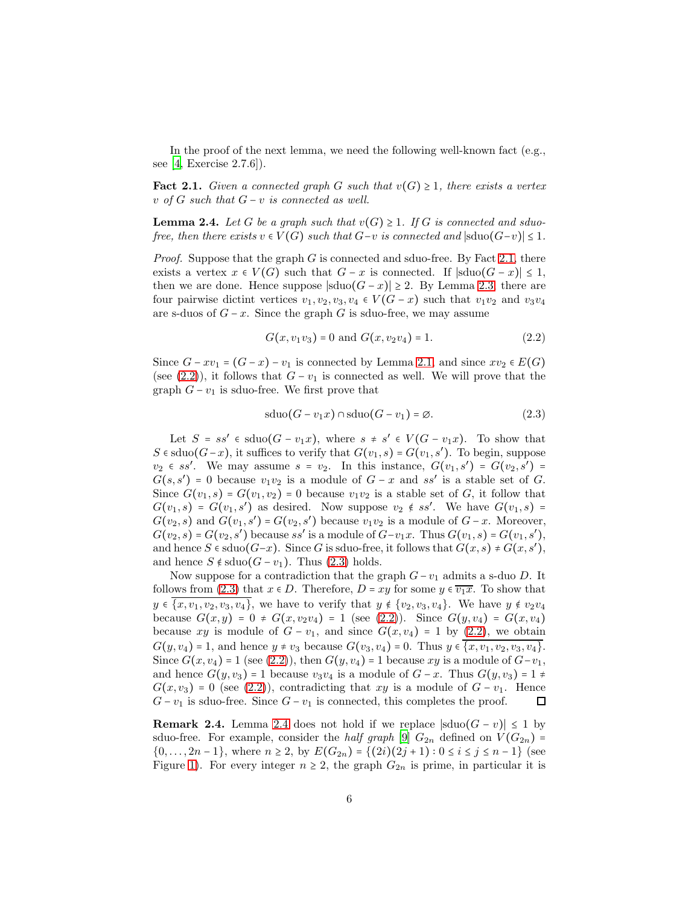In the proof of the next lemma, we need the following well-known fact (e.g., see [4, Exercise 2.7.6]).

**Fact 2.1.** *Given a connected graph $G$ such that $v(G) \geq 1$, there exists a vertex $v$ of $G$ such that $G - v$ is connected as well.*

**Lemma 2.4.** *Let $G$ be a graph such that $v(G) \geq 1$. If $G$ is connected and sduo-free, then there exists $v \in V(G)$ such that $G - v$ is connected and $|\text{sduo}(G - v)| \leq 1$.*

*Proof.* Suppose that the graph $G$ is connected and sduo-free. By Fact 2.1, there exists a vertex $x \in V(G)$ such that $G - x$ is connected. If $|\text{sduo}(G - x)| \leq 1$, then we are done. Hence suppose $|\text{sduo}(G - x)| \geq 2$. By Lemma 2.3, there are four pairwise dictint vertices $v_1, v_2, v_3, v_4 \in V(G - x)$ such that $v_1v_2$ and $v_3v_4$ are s-duos of $G - x$. Since the graph $G$ is sduo-free, we may assume

$$G(x, v_1v_3) = 0 \text{ and } G(x, v_2v_4) = 1. \tag{2.2}$$

Since $G - xv_1 = (G - x) - v_1$ is connected by Lemma 2.1, and since $xv_2 \in E(G)$ (see (2.2)), it follows that $G - v_1$ is connected as well. We will prove that the graph $G - v_1$ is sduo-free. We first prove that

$$\text{sduo}(G - v_1x) \cap \text{sduo}(G - v_1) = \varnothing. \tag{2.3}$$

Let $S = ss' \in \text{sduo}(G - v_1x)$, where $s \neq s' \in V(G - v_1x)$. To show that $S \in \text{sduo}(G - x)$, it suffices to verify that $G(v_1, s) = G(v_1, s')$. To begin, suppose $v_2 \in ss'$. We may assume $s = v_2$. In this instance, $G(v_1, s') = G(v_2, s') = G(s, s') = 0$ because $v_1v_2$ is a module of $G - x$ and $ss'$ is a stable set of $G$. Since $G(v_1, s) = G(v_1, v_2) = 0$ because $v_1v_2$ is a stable set of $G$, it follow that $G(v_1, s) = G(v_1, s')$ as desired. Now suppose $v_2 \notin ss'$. We have $G(v_1, s) = G(v_2, s)$ and $G(v_1, s') = G(v_2, s')$ because $v_1v_2$ is a module of $G - x$. Moreover, $G(v_2, s) = G(v_2, s')$ because $ss'$ is a module of $G - v_1x$. Thus $G(v_1, s) = G(v_1, s')$, and hence $S \in \text{sduo}(G - x)$. Since $G$ is sduo-free, it follows that $G(x, s) \neq G(x, s')$, and hence $S \notin \text{sduo}(G - v_1)$. Thus (2.3) holds.

Now suppose for a contradiction that the graph $G - v_1$ admits a s-duo $D$. It follows from (2.3) that $x \in D$. Therefore, $D = xy$ for some $y \in \overline{v_1x}$. To show that $y \in \overline{\{x, v_1, v_2, v_3, v_4\}}$, we have to verify that $y \notin \{v_2, v_3, v_4\}$. We have $y \notin v_2v_4$ because $G(x, y) = 0 \neq G(x, v_2v_4) = 1$ (see (2.2)). Since $G(y, v_4) = G(x, v_4)$ because $xy$ is module of $G - v_1$, and since $G(x, v_4) = 1$ by (2.2), we obtain $G(y, v_4) = 1$, and hence $y \neq v_3$ because $G(v_3, v_4) = 0$. Thus $y \in \overline{\{x, v_1, v_2, v_3, v_4\}}$. Since $G(x, v_4) = 1$ (see (2.2)), then $G(y, v_4) = 1$ because $xy$ is a module of $G - v_1$, and hence $G(y, v_3) = 1$ because $v_3v_4$ is a module of $G - x$. Thus $G(y, v_3) = 1 \neq G(x, v_3) = 0$ (see (2.2)), contradicting that $xy$ is a module of $G - v_1$. Hence $G - v_1$ is sduo-free. Since $G - v_1$ is connected, this completes the proof. ∎

**Remark 2.4.** Lemma 2.4 does not hold if we replace $|\text{sduo}(G - v)| \leq 1$ by sduo-free. For example, consider the *half graph* [9] $G_{2n}$ defined on $V(G_{2n}) = \{0, \ldots, 2n - 1\}$, where $n \geq 2$, by $E(G_{2n}) = \{(2i)(2j + 1) : 0 \leq i \leq j \leq n - 1\}$ (see Figure 1). For every integer $n \geq 2$, the graph $G_{2n}$ is prime, in particular it is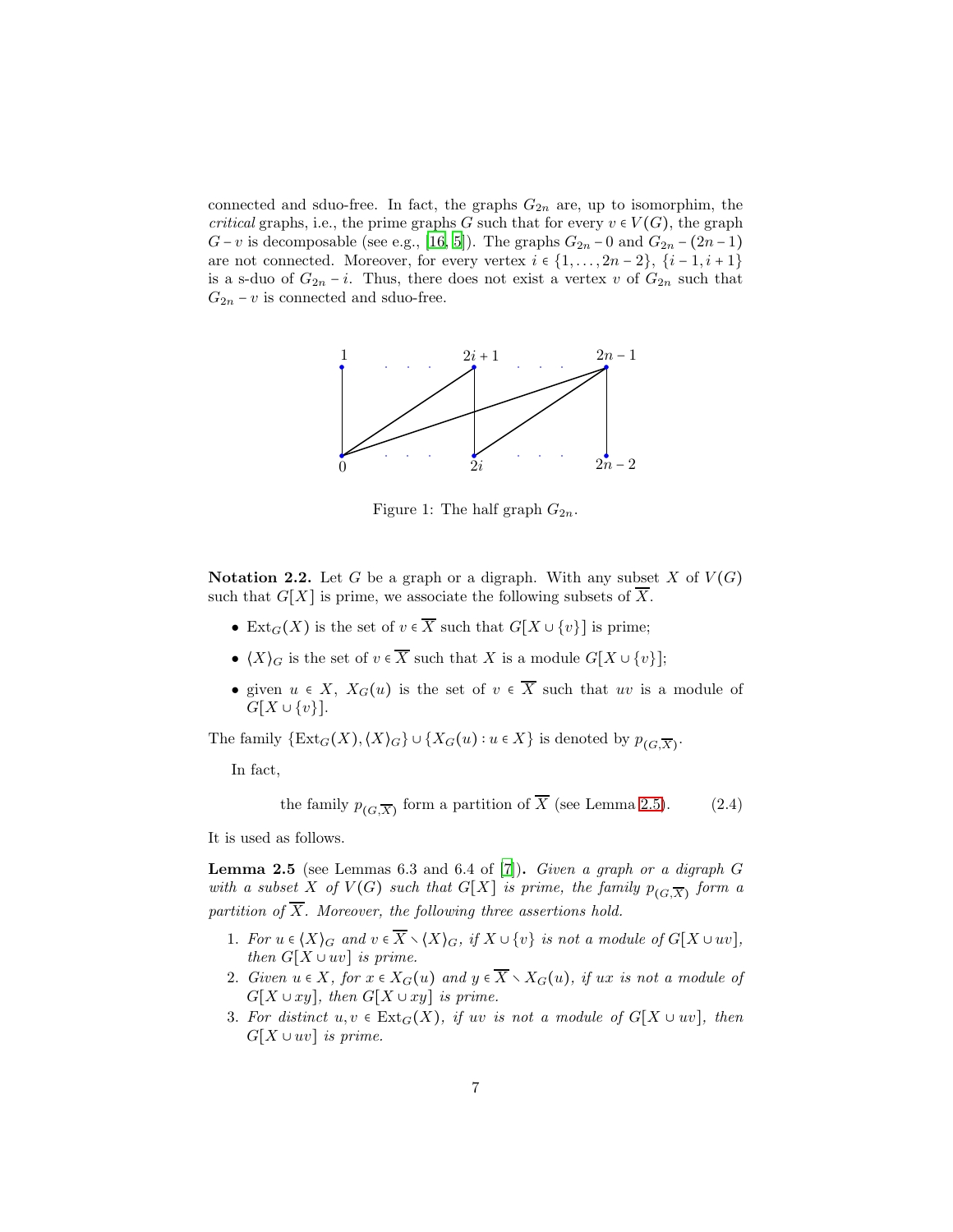connected and sduo-free. In fact, the graphs $G_{2n}$ are, up to isomorphim, the *critical* graphs, i.e., the prime graphs $G$ such that for every $v \in V(G)$, the graph $G - v$ is decomposable (see e.g., [16, 5]). The graphs $G_{2n} - 0$ and $G_{2n} - (2n-1)$ are not connected. Moreover, for every vertex $i \in \{1, \dots, 2n-2\}$, $\{i-1, i+1\}$ is a s-duo of $G_{2n} - i$. Thus, there does not exist a vertex $v$ of $G_{2n}$ such that $G_{2n} - v$ is connected and sduo-free.

Figure 1: The half graph $G_{2n}$.

**Notation 2.2.** Let $G$ be a graph or a digraph. With any subset $X$ of $V(G)$ such that $G[X]$ is prime, we associate the following subsets of $\overline{X}$.

- $\mathrm{Ext}_G(X)$ is the set of $v \in \overline{X}$ such that $G[X \cup \{v\}]$ is prime;
- $\langle X \rangle_G$ is the set of $v \in \overline{X}$ such that $X$ is a module $G[X \cup \{v\}]$;
- given $u \in X$, $X_G(u)$ is the set of $v \in \overline{X}$ such that $uv$ is a module of $G[X \cup \{v\}]$.

The family $\{\mathrm{Ext}_G(X), \langle X \rangle_G\} \cup \{X_G(u) : u \in X\}$ is denoted by $p_{(G,\overline{X})}$.

In fact,

$$\text{the family } p_{(G,\overline{X})} \text{ form a partition of } \overline{X} \text{ (see Lemma 2.5).} \tag{2.4}$$

It is used as follows.

**Lemma 2.5** (see Lemmas 6.3 and 6.4 of [7])**.** *Given a graph or a digraph $G$ with a subset $X$ of $V(G)$ such that $G[X]$ is prime, the family $p_{(G,\overline{X})}$ form a partition of $\overline{X}$. Moreover, the following three assertions hold.*

1. *For $u \in \langle X \rangle_G$ and $v \in \overline{X} \setminus \langle X \rangle_G$, if $X \cup \{v\}$ is not a module of $G[X \cup uv]$, then $G[X \cup uv]$ is prime.*
2. *Given $u \in X$, for $x \in X_G(u)$ and $y \in \overline{X} \setminus X_G(u)$, if $ux$ is not a module of $G[X \cup xy]$, then $G[X \cup xy]$ is prime.*
3. *For distinct $u, v \in \mathrm{Ext}_G(X)$, if $uv$ is not a module of $G[X \cup uv]$, then $G[X \cup uv]$ is prime.*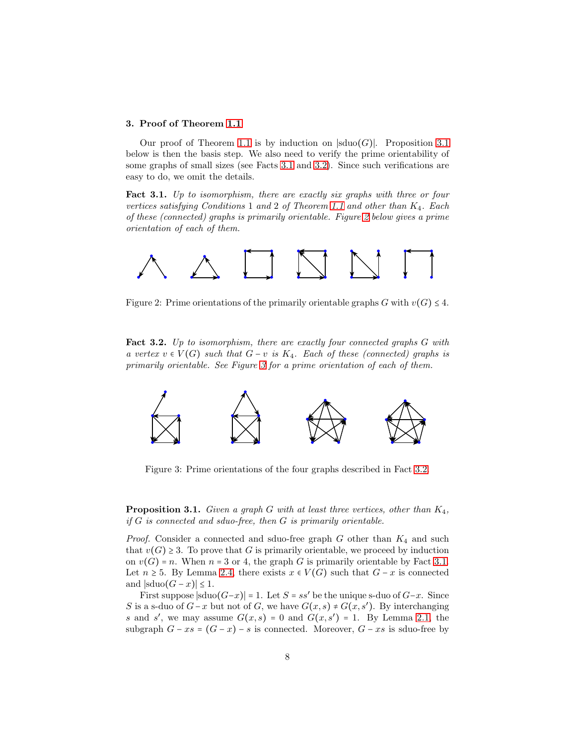## 3. Proof of Theorem 1.1

Our proof of Theorem 1.1 is by induction on $|\text{sduo}(G)|$. Proposition 3.1 below is then the basis step. We also need to verify the prime orientability of some graphs of small sizes (see Facts 3.1 and 3.2). Since such verifications are easy to do, we omit the details.

**Fact 3.1.** *Up to isomorphism, there are exactly six graphs with three or four vertices satisfying Conditions* 1 *and* 2 *of Theorem 1.1 and other than $K_4$. Each of these (connected) graphs is primarily orientable. Figure 2 below gives a prime orientation of each of them.*

Figure 2: Prime orientations of the primarily orientable graphs $G$ with $v(G) \leq 4$.

**Fact 3.2.** *Up to isomorphism, there are exactly four connected graphs $G$ with a vertex $v \in V(G)$ such that $G - v$ is $K_4$. Each of these (connected) graphs is primarily orientable. See Figure 3 for a prime orientation of each of them.*

Figure 3: Prime orientations of the four graphs described in Fact 3.2.

**Proposition 3.1.** *Given a graph $G$ with at least three vertices, other than $K_4$, if $G$ is connected and sduo-free, then $G$ is primarily orientable.*

*Proof.* Consider a connected and sduo-free graph $G$ other than $K_4$ and such that $v(G) \geq 3$. To prove that $G$ is primarily orientable, we proceed by induction on $v(G) = n$. When $n = 3$ or 4, the graph $G$ is primarily orientable by Fact 3.1. Let $n \geq 5$. By Lemma 2.4, there exists $x \in V(G)$ such that $G - x$ is connected and $|\text{sduo}(G - x)| \leq 1$.

First suppose $|\text{sduo}(G-x)| = 1$. Let $S = ss'$ be the unique s-duo of $G-x$. Since $S$ is a s-duo of $G - x$ but not of $G$, we have $G(x, s) \neq G(x, s')$. By interchanging $s$ and $s'$, we may assume $G(x, s) = 0$ and $G(x, s') = 1$. By Lemma 2.1, the subgraph $G - xs = (G - x) - s$ is connected. Moreover, $G - xs$ is sduo-free by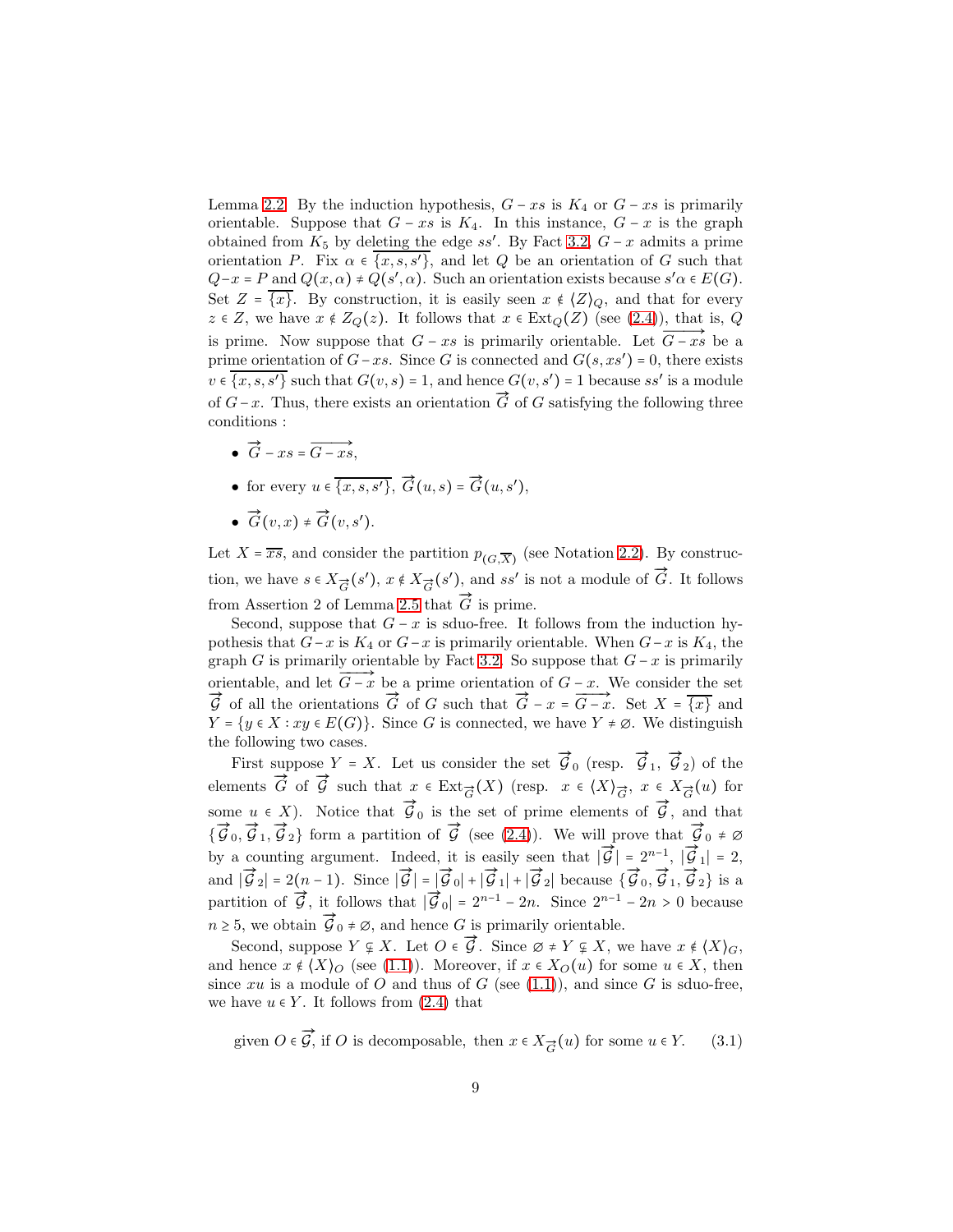Lemma 2.2. By the induction hypothesis, $G - xs$ is $K_4$ or $G - xs$ is primarily orientable. Suppose that $G - xs$ is $K_4$. In this instance, $G - x$ is the graph obtained from $K_5$ by deleting the edge $ss'$. By Fact 3.2, $G - x$ admits a prime orientation $P$. Fix $\alpha \in \overline{\{x, s, s'\}}$, and let $Q$ be an orientation of $G$ such that $Q - x = P$ and $Q(x, \alpha) \neq Q(s', \alpha)$. Such an orientation exists because $s'\alpha \in E(G)$. Set $Z = \overline{\{x\}}$. By construction, it is easily seen $x \notin \langle Z \rangle_Q$, and that for every $z \in Z$, we have $x \notin Z_Q(z)$. It follows that $x \in \mathrm{Ext}_Q(Z)$ (see (2.4)), that is, $Q$ is prime. Now suppose that $G - xs$ is primarily orientable. Let $\overrightarrow{G - xs}$ be a prime orientation of $G - xs$. Since $G$ is connected and $G(s, xs') = 0$, there exists $v \in \overline{\{x, s, s'\}}$ such that $G(v, s) = 1$, and hence $G(v, s') = 1$ because $ss'$ is a module of $G - x$. Thus, there exists an orientation $\overrightarrow{G}$ of $G$ satisfying the following three conditions :

- $\overrightarrow{G} - xs = \overrightarrow{G - xs}$,
- for every $u \in \overline{\{x, s, s'\}}$, $\overrightarrow{G}(u, s) = \overrightarrow{G}(u, s')$,
- $\overrightarrow{G}(v, x) \neq \overrightarrow{G}(v, s')$.

Let $X = \overline{xs}$, and consider the partition $p_{(G, \overline{X})}$ (see Notation 2.2). By construction, we have $s \in X_{\overrightarrow{G}}(s')$, $x \notin X_{\overrightarrow{G}}(s')$, and $ss'$ is not a module of $\overrightarrow{G}$. It follows from Assertion 2 of Lemma 2.5 that $\overrightarrow{G}$ is prime.

Second, suppose that $G - x$ is sduo-free. It follows from the induction hypothesis that $G - x$ is $K_4$ or $G - x$ is primarily orientable. When $G - x$ is $K_4$, the graph $G$ is primarily orientable by Fact 3.2. So suppose that $G - x$ is primarily orientable, and let $\overrightarrow{G - x}$ be a prime orientation of $G - x$. We consider the set $\overrightarrow{\mathcal{G}}$ of all the orientations $\overrightarrow{G}$ of $G$ such that $\overrightarrow{G} - x = \overrightarrow{G - x}$. Set $X = \overline{\{x\}}$ and $Y = \{y \in X : xy \in E(G)\}$. Since $G$ is connected, we have $Y \neq \varnothing$. We distinguish the following two cases.

First suppose $Y = X$. Let us consider the set $\overrightarrow{\mathcal{G}}_0$ (resp. $\overrightarrow{\mathcal{G}}_1$, $\overrightarrow{\mathcal{G}}_2$) of the elements $\overrightarrow{G}$ of $\overrightarrow{\mathcal{G}}$ such that $x \in \mathrm{Ext}_{\overrightarrow{G}}(X)$ (resp. $x \in \langle X \rangle_{\overrightarrow{G}}$, $x \in X_{\overrightarrow{G}}(u)$ for some $u \in X$). Notice that $\overrightarrow{\mathcal{G}}_0$ is the set of prime elements of $\overrightarrow{\mathcal{G}}$, and that $\{\overrightarrow{\mathcal{G}}_0, \overrightarrow{\mathcal{G}}_1, \overrightarrow{\mathcal{G}}_2\}$ form a partition of $\overrightarrow{\mathcal{G}}$ (see (2.4)). We will prove that $\overrightarrow{\mathcal{G}}_0 \neq \varnothing$ by a counting argument. Indeed, it is easily seen that $|\overrightarrow{\mathcal{G}}| = 2^{n-1}$, $|\overrightarrow{\mathcal{G}}_1| = 2$, and $|\overrightarrow{\mathcal{G}}_2| = 2(n-1)$. Since $|\overrightarrow{\mathcal{G}}| = |\overrightarrow{\mathcal{G}}_0| + |\overrightarrow{\mathcal{G}}_1| + |\overrightarrow{\mathcal{G}}_2|$ because $\{\overrightarrow{\mathcal{G}}_0, \overrightarrow{\mathcal{G}}_1, \overrightarrow{\mathcal{G}}_2\}$ is a partition of $\overrightarrow{\mathcal{G}}$, it follows that $|\overrightarrow{\mathcal{G}}_0| = 2^{n-1} - 2n$. Since $2^{n-1} - 2n > 0$ because $n \geq 5$, we obtain $\overrightarrow{\mathcal{G}}_0 \neq \varnothing$, and hence $G$ is primarily orientable.

Second, suppose $Y \subsetneq X$. Let $O \in \overrightarrow{\mathcal{G}}$. Since $\varnothing \neq Y \subsetneq X$, we have $x \notin \langle X \rangle_G$, and hence $x \notin \langle X \rangle_O$ (see (1.1)). Moreover, if $x \in X_O(u)$ for some $u \in X$, then since $xu$ is a module of $O$ and thus of $G$ (see (1.1)), and since $G$ is sduo-free, we have $u \in Y$. It follows from (2.4) that

$$\text{given } O \in \overrightarrow{\mathcal{G}}, \text{ if } O \text{ is decomposable, then } x \in X_{\overrightarrow{G}}(u) \text{ for some } u \in Y. \qquad (3.1)$$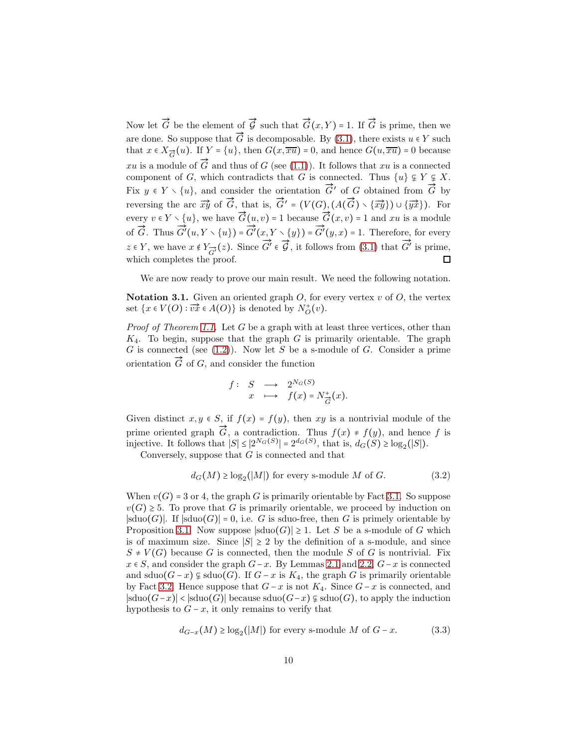Now let $\overrightarrow{G}$ be the element of $\overrightarrow{\mathcal{G}}$ such that $\overrightarrow{G}(x,Y) = 1$. If $\overrightarrow{G}$ is prime, then we are done. So suppose that $\overrightarrow{G}$ is decomposable. By (3.1), there exists $u \in Y$ such that $x \in X_{\overrightarrow{G}}(u)$. If $Y = \{u\}$, then $G(x, \overline{xu}) = 0$, and hence $G(u, \overline{xu}) = 0$ because $xu$ is a module of $\overrightarrow{G}$ and thus of $G$ (see (1.1)). It follows that $xu$ is a connected component of $G$, which contradicts that $G$ is connected. Thus $\{u\} \subsetneq Y \subsetneq X$. Fix $y \in Y \smallsetminus \{u\}$, and consider the orientation $\overrightarrow{G'}$ of $G$ obtained from $\overrightarrow{G}$ by reversing the arc $\overrightarrow{xy}$ of $\overrightarrow{G}$, that is, $\overrightarrow{G'} = (V(G), (A(\overrightarrow{G}) \smallsetminus \{\overrightarrow{xy}\}) \cup \{\overrightarrow{yx}\})$. For every $v \in Y \smallsetminus \{u\}$, we have $\overrightarrow{G}(u,v) = 1$ because $\overrightarrow{G}(x,v) = 1$ and $xu$ is a module of $\overrightarrow{G}$. Thus $\overrightarrow{G'}(u, Y \smallsetminus \{u\}) = \overrightarrow{G'}(x, Y \smallsetminus \{y\}) = \overrightarrow{G'}(y,x) = 1$. Therefore, for every $z \in Y$, we have $x \notin Y_{\overrightarrow{G'}}(z)$. Since $\overrightarrow{G'} \in \overrightarrow{\mathcal{G}}$, it follows from (3.1) that $\overrightarrow{G'}$ is prime, which completes the proof. □

We are now ready to prove our main result. We need the following notation.

**Notation 3.1.** Given an oriented graph $O$, for every vertex $v$ of $O$, the vertex set $\{x \in V(O) : \overrightarrow{vx} \in A(O)\}$ is denoted by $N^+_O(v)$.

*Proof of Theorem 1.1.* Let $G$ be a graph with at least three vertices, other than $K_4$. To begin, suppose that the graph $G$ is primarily orientable. The graph $G$ is connected (see (1.2)). Now let $S$ be a s-module of $G$. Consider a prime orientation $\overrightarrow{G}$ of $G$, and consider the function

$$\begin{array}{cccc} f: & S & \longrightarrow & 2^{N_G(S)} \\ & x & \longmapsto & f(x) = N^+_{\overrightarrow{G}}(x). \end{array}$$

Given distinct $x, y \in S$, if $f(x) = f(y)$, then $xy$ is a nontrivial module of the prime oriented graph $\overrightarrow{G}$, a contradiction. Thus $f(x) \neq f(y)$, and hence $f$ is injective. It follows that $|S| \leq |2^{N_G(S)}| = 2^{d_G(S)}$, that is, $d_G(S) \geq \log_2(|S|)$.

Conversely, suppose that $G$ is connected and that

$$d_G(M) \geq \log_2(|M|) \text{ for every s-module } M \text{ of } G. \tag{3.2}$$

When $v(G) = 3$ or $4$, the graph $G$ is primarily orientable by Fact 3.1. So suppose $v(G) \geq 5$. To prove that $G$ is primarily orientable, we proceed by induction on $|\mathrm{sduo}(G)|$. If $|\mathrm{sduo}(G)| = 0$, i.e. $G$ is sduo-free, then $G$ is primely orientable by Proposition 3.1. Now suppose $|\mathrm{sduo}(G)| \geq 1$. Let $S$ be a s-module of $G$ which is of maximum size. Since $|S| \geq 2$ by the definition of a s-module, and since $S \neq V(G)$ because $G$ is connected, then the module $S$ of $G$ is nontrivial. Fix $x \in S$, and consider the graph $G - x$. By Lemmas 2.1 and 2.2, $G - x$ is connected and $\mathrm{sduo}(G - x) \subsetneq \mathrm{sduo}(G)$. If $G - x$ is $K_4$, the graph $G$ is primarily orientable by Fact 3.2. Hence suppose that $G - x$ is not $K_4$. Since $G - x$ is connected, and $|\mathrm{sduo}(G-x)| < |\mathrm{sduo}(G)|$ because $\mathrm{sduo}(G-x) \subsetneq \mathrm{sduo}(G)$, to apply the induction hypothesis to $G - x$, it only remains to verify that

$$d_{G-x}(M) \geq \log_2(|M|) \text{ for every s-module } M \text{ of } G - x. \tag{3.3}$$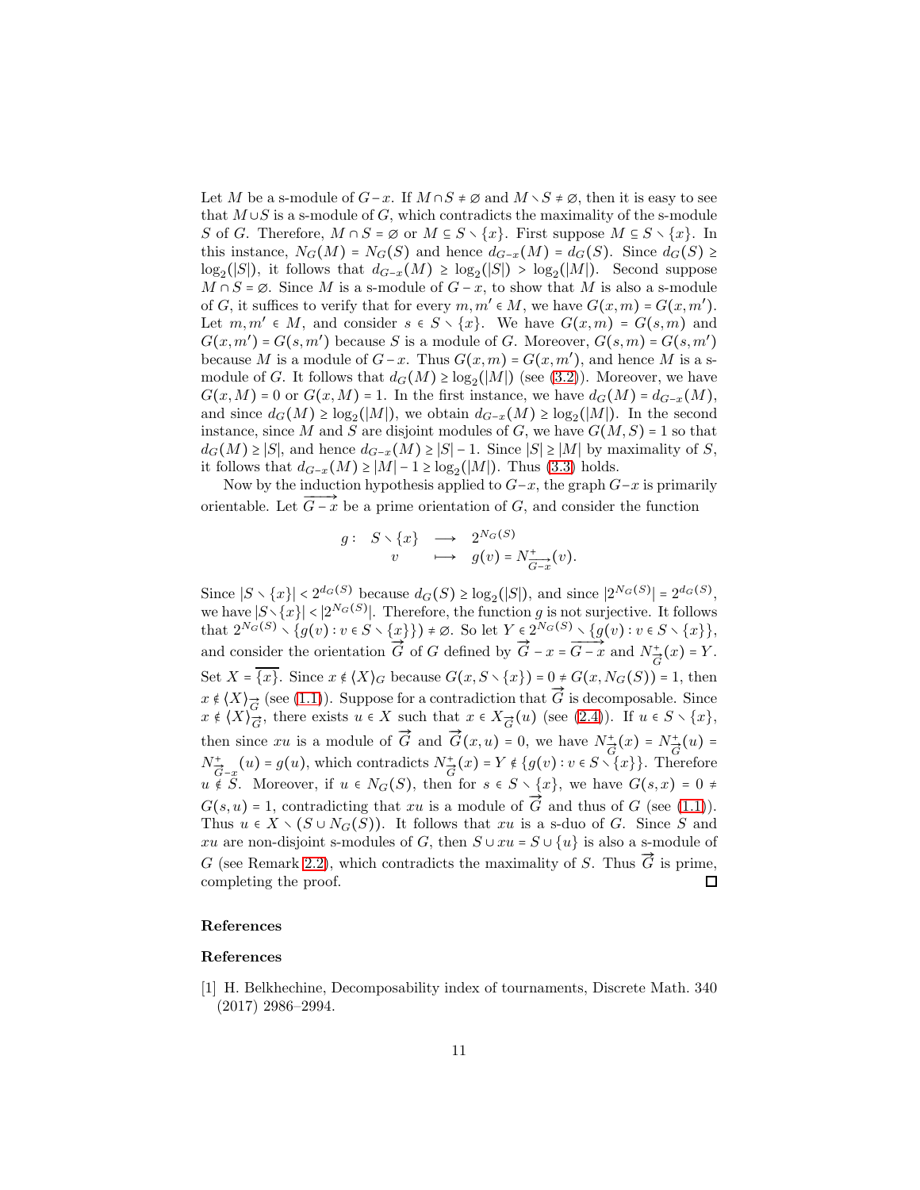Let $M$ be a s-module of $G-x$. If $M \cap S \neq \varnothing$ and $M \smallsetminus S \neq \varnothing$, then it is easy to see that $M \cup S$ is a s-module of $G$, which contradicts the maximality of the s-module $S$ of $G$. Therefore, $M \cap S = \varnothing$ or $M \subseteq S \smallsetminus \{x\}$. First suppose $M \subseteq S \smallsetminus \{x\}$. In this instance, $N_G(M) = N_G(S)$ and hence $d_{G-x}(M) = d_G(S)$. Since $d_G(S) \geq \log_2(|S|)$, it follows that $d_{G-x}(M) \geq \log_2(|S|) > \log_2(|M|)$. Second suppose $M \cap S = \varnothing$. Since $M$ is a s-module of $G-x$, to show that $M$ is also a s-module of $G$, it suffices to verify that for every $m, m' \in M$, we have $G(x,m) = G(x,m')$. Let $m, m' \in M$, and consider $s \in S \smallsetminus \{x\}$. We have $G(x,m) = G(s,m)$ and $G(x,m') = G(s,m')$ because $S$ is a module of $G$. Moreover, $G(s,m) = G(s,m')$ because $M$ is a module of $G-x$. Thus $G(x,m) = G(x,m')$, and hence $M$ is a s-module of $G$. It follows that $d_G(M) \geq \log_2(|M|)$ (see (3.2)). Moreover, we have $G(x,M) = 0$ or $G(x,M) = 1$. In the first instance, we have $d_G(M) = d_{G-x}(M)$, and since $d_G(M) \geq \log_2(|M|)$, we obtain $d_{G-x}(M) \geq \log_2(|M|)$. In the second instance, since $M$ and $S$ are disjoint modules of $G$, we have $G(M,S) = 1$ so that $d_G(M) \geq |S|$, and hence $d_{G-x}(M) \geq |S| - 1$. Since $|S| \geq |M|$ by maximality of $S$, it follows that $d_{G-x}(M) \geq |M| - 1 \geq \log_2(|M|)$. Thus (3.3) holds.

Now by the induction hypothesis applied to $G-x$, the graph $G-x$ is primarily orientable. Let $\overrightarrow{G-x}$ be a prime orientation of $G$, and consider the function

$$
\begin{array}{rccl}
g: & S \smallsetminus \{x\} & \longrightarrow & 2^{N_G(S)} \\
 & v & \longmapsto & g(v) = N^+_{\overrightarrow{G-x}}(v).
\end{array}
$$

Since $|S \smallsetminus \{x\}| < 2^{d_G(S)}$ because $d_G(S) \geq \log_2(|S|)$, and since $|2^{N_G(S)}| = 2^{d_G(S)}$, we have $|S \smallsetminus \{x\}| < |2^{N_G(S)}|$. Therefore, the function $g$ is not surjective. It follows that $2^{N_G(S)} \smallsetminus \{g(v) : v \in S \smallsetminus \{x\}\} \neq \varnothing$. So let $Y \in 2^{N_G(S)} \smallsetminus \{g(v) : v \in S \smallsetminus \{x\}\}$, and consider the orientation $\overrightarrow{G}$ of $G$ defined by $\overrightarrow{G} - x = \overrightarrow{G-x}$ and $N^+_{\overrightarrow{G}}(x) = Y$. Set $X = \overline{\{x\}}$. Since $x \notin \langle X \rangle_G$ because $G(x, S \smallsetminus \{x\}) = 0 \neq G(x, N_G(S)) = 1$, then $x \notin \langle X \rangle_{\overrightarrow{G}}$ (see (1.1)). Suppose for a contradiction that $\overrightarrow{G}$ is decomposable. Since $x \notin \langle X \rangle_{\overrightarrow{G}}$, there exists $u \in X$ such that $x \in X_{\overrightarrow{G}}(u)$ (see (2.4)). If $u \in S \smallsetminus \{x\}$, then since $xu$ is a module of $\overrightarrow{G}$ and $\overrightarrow{G}(x,u) = 0$, we have $N^+_{\overrightarrow{G}}(x) = N^+_{\overrightarrow{G}}(u) = N^+_{\overrightarrow{G-x}}(u) = g(u)$, which contradicts $N^+_{\overrightarrow{G}}(x) = Y \notin \{g(v) : v \in S \smallsetminus \{x\}\}$. Therefore $u \notin S$. Moreover, if $u \in N_G(S)$, then for $s \in S \smallsetminus \{x\}$, we have $G(s,x) = 0 \neq G(s,u) = 1$, contradicting that $xu$ is a module of $\overrightarrow{G}$ and thus of $G$ (see (1.1)). Thus $u \in X \smallsetminus (S \cup N_G(S))$. It follows that $xu$ is a s-duo of $G$. Since $S$ and $xu$ are non-disjoint s-modules of $G$, then $S \cup xu = S \cup \{u\}$ is also a s-module of $G$ (see Remark 2.2), which contradicts the maximality of $S$. Thus $\overrightarrow{G}$ is prime, completing the proof. $\square$

## References

## References

[1] H. Belkhechine, Decomposability index of tournaments, Discrete Math. 340 (2017) 2986–2994.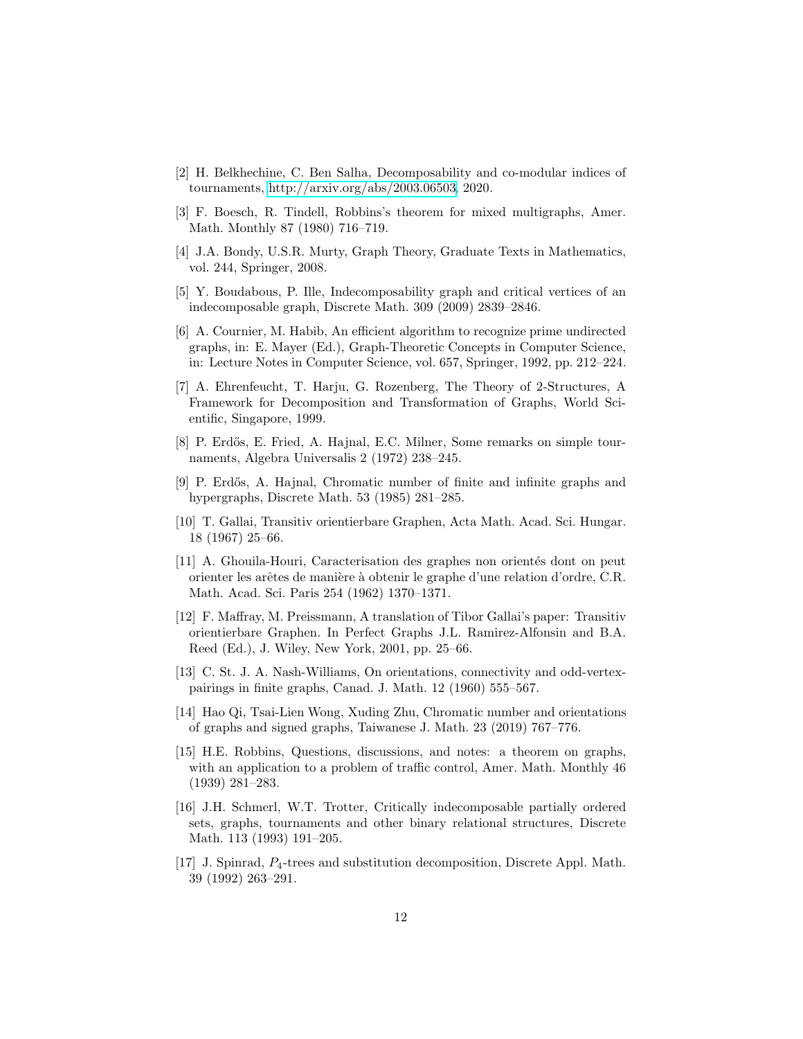[2] H. Belkhechine, C. Ben Salha, Decomposability and co-modular indices of tournaments, http://arxiv.org/abs/2003.06503, 2020.

[3] F. Boesch, R. Tindell, Robbins's theorem for mixed multigraphs, Amer. Math. Monthly 87 (1980) 716–719.

[4] J.A. Bondy, U.S.R. Murty, Graph Theory, Graduate Texts in Mathematics, vol. 244, Springer, 2008.

[5] Y. Boudabous, P. Ille, Indecomposability graph and critical vertices of an indecomposable graph, Discrete Math. 309 (2009) 2839–2846.

[6] A. Cournier, M. Habib, An efficient algorithm to recognize prime undirected graphs, in: E. Mayer (Ed.), Graph-Theoretic Concepts in Computer Science, in: Lecture Notes in Computer Science, vol. 657, Springer, 1992, pp. 212–224.

[7] A. Ehrenfeucht, T. Harju, G. Rozenberg, The Theory of 2-Structures, A Framework for Decomposition and Transformation of Graphs, World Scientific, Singapore, 1999.

[8] P. Erdős, E. Fried, A. Hajnal, E.C. Milner, Some remarks on simple tournaments, Algebra Universalis 2 (1972) 238–245.

[9] P. Erdős, A. Hajnal, Chromatic number of finite and infinite graphs and hypergraphs, Discrete Math. 53 (1985) 281–285.

[10] T. Gallai, Transitiv orientierbare Graphen, Acta Math. Acad. Sci. Hungar. 18 (1967) 25–66.

[11] A. Ghouila-Houri, Caracterisation des graphes non orientés dont on peut orienter les arêtes de manière à obtenir le graphe d'une relation d'ordre, C.R. Math. Acad. Sci. Paris 254 (1962) 1370–1371.

[12] F. Maffray, M. Preissmann, A translation of Tibor Gallai's paper: Transitiv orientierbare Graphen. In Perfect Graphs J.L. Ramirez-Alfonsin and B.A. Reed (Ed.), J. Wiley, New York, 2001, pp. 25–66.

[13] C. St. J. A. Nash-Williams, On orientations, connectivity and odd-vertex-pairings in finite graphs, Canad. J. Math. 12 (1960) 555–567.

[14] Hao Qi, Tsai-Lien Wong, Xuding Zhu, Chromatic number and orientations of graphs and signed graphs, Taiwanese J. Math. 23 (2019) 767–776.

[15] H.E. Robbins, Questions, discussions, and notes: a theorem on graphs, with an application to a problem of traffic control, Amer. Math. Monthly 46 (1939) 281–283.

[16] J.H. Schmerl, W.T. Trotter, Critically indecomposable partially ordered sets, graphs, tournaments and other binary relational structures, Discrete Math. 113 (1993) 191–205.

[17] J. Spinrad, $P_4$-trees and substitution decomposition, Discrete Appl. Math. 39 (1992) 263–291.